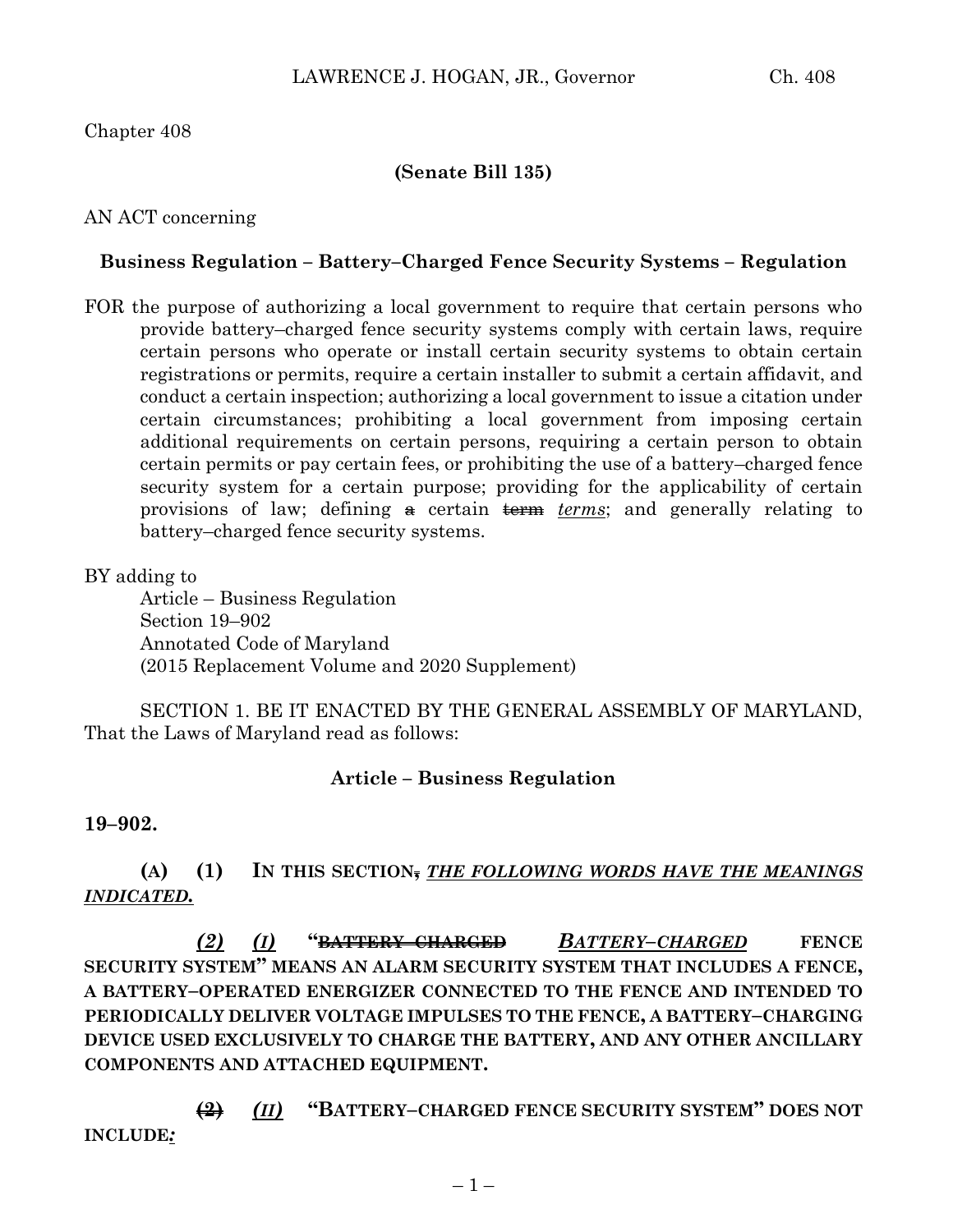Chapter 408

**(Senate Bill 135)**

AN ACT concerning

**Business Regulation – Battery–Charged Fence Security Systems – Regulation**

FOR the purpose of authorizing a local government to require that certain persons who provide battery–charged fence security systems comply with certain laws, require certain persons who operate or install certain security systems to obtain certain registrations or permits, require a certain installer to submit a certain affidavit, and conduct a certain inspection; authorizing a local government to issue a citation under certain circumstances; prohibiting a local government from imposing certain additional requirements on certain persons, requiring a certain person to obtain certain permits or pay certain fees, or prohibiting the use of a battery–charged fence security system for a certain purpose; providing for the applicability of certain provisions of law; defining ~~a~~ certain ~~term~~ *terms*; and generally relating to battery–charged fence security systems.

BY adding to
Article – Business Regulation
Section 19–902
Annotated Code of Maryland
(2015 Replacement Volume and 2020 Supplement)

SECTION 1. BE IT ENACTED BY THE GENERAL ASSEMBLY OF MARYLAND, That the Laws of Maryland read as follows:

**Article – Business Regulation**

**19–902.**

**(A) (1) IN THIS SECTION~~,~~ *THE FOLLOWING WORDS HAVE THE MEANINGS INDICATED.***

***(2) (I)*** **"~~BATTERY CHARGED~~ *BATTERY–CHARGED* FENCE SECURITY SYSTEM" MEANS AN ALARM SECURITY SYSTEM THAT INCLUDES A FENCE, A BATTERY–OPERATED ENERGIZER CONNECTED TO THE FENCE AND INTENDED TO PERIODICALLY DELIVER VOLTAGE IMPULSES TO THE FENCE, A BATTERY–CHARGING DEVICE USED EXCLUSIVELY TO CHARGE THE BATTERY, AND ANY OTHER ANCILLARY COMPONENTS AND ATTACHED EQUIPMENT.**

**~~(2)~~** ***(II)*** **"BATTERY–CHARGED FENCE SECURITY SYSTEM" DOES NOT INCLUDE*:***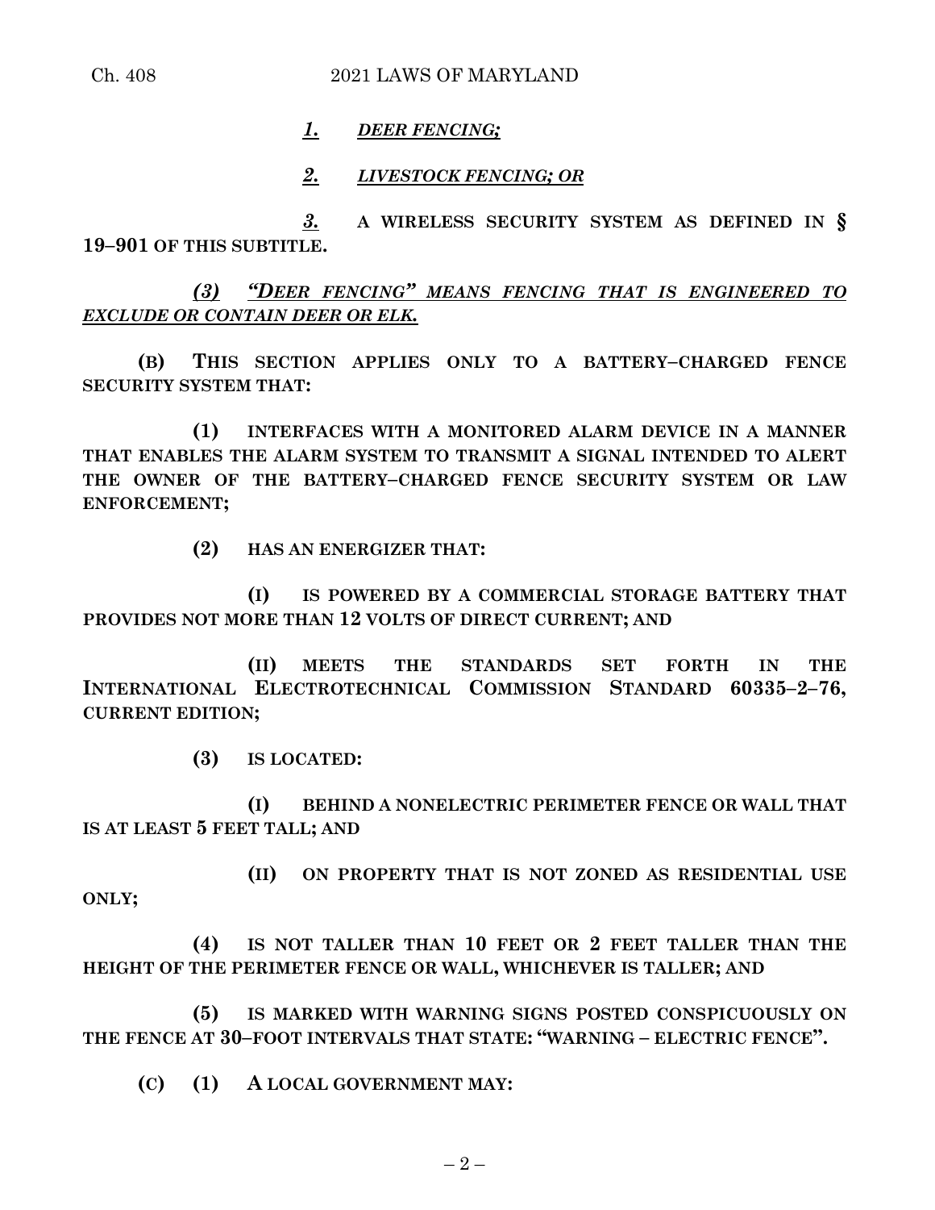***1.*** ***DEER FENCING;***

***2.*** ***LIVESTOCK FENCING; OR***

***3.*** **A WIRELESS SECURITY SYSTEM AS DEFINED IN § 19–901 OF THIS SUBTITLE.**

***(3)*** ***"DEER FENCING" MEANS FENCING THAT IS ENGINEERED TO EXCLUDE OR CONTAIN DEER OR ELK.***

**(B) THIS SECTION APPLIES ONLY TO A BATTERY–CHARGED FENCE SECURITY SYSTEM THAT:**

**(1) INTERFACES WITH A MONITORED ALARM DEVICE IN A MANNER THAT ENABLES THE ALARM SYSTEM TO TRANSMIT A SIGNAL INTENDED TO ALERT THE OWNER OF THE BATTERY–CHARGED FENCE SECURITY SYSTEM OR LAW ENFORCEMENT;**

**(2) HAS AN ENERGIZER THAT:**

**(I) IS POWERED BY A COMMERCIAL STORAGE BATTERY THAT PROVIDES NOT MORE THAN 12 VOLTS OF DIRECT CURRENT; AND**

**(II) MEETS THE STANDARDS SET FORTH IN THE INTERNATIONAL ELECTROTECHNICAL COMMISSION STANDARD 60335–2–76, CURRENT EDITION;**

**(3) IS LOCATED:**

**(I) BEHIND A NONELECTRIC PERIMETER FENCE OR WALL THAT IS AT LEAST 5 FEET TALL; AND**

**(II) ON PROPERTY THAT IS NOT ZONED AS RESIDENTIAL USE ONLY;**

**(4) IS NOT TALLER THAN 10 FEET OR 2 FEET TALLER THAN THE HEIGHT OF THE PERIMETER FENCE OR WALL, WHICHEVER IS TALLER; AND**

**(5) IS MARKED WITH WARNING SIGNS POSTED CONSPICUOUSLY ON THE FENCE AT 30–FOOT INTERVALS THAT STATE: "WARNING – ELECTRIC FENCE".**

**(C) (1) A LOCAL GOVERNMENT MAY:**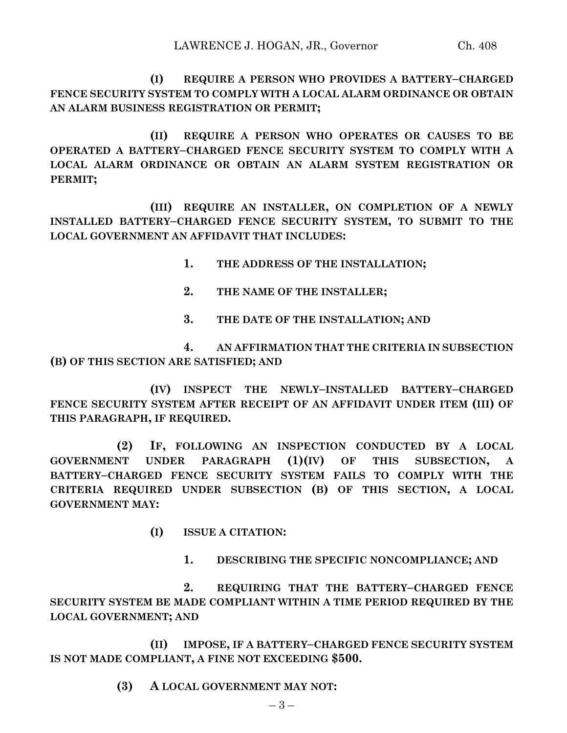**(I) REQUIRE A PERSON WHO PROVIDES A BATTERY–CHARGED FENCE SECURITY SYSTEM TO COMPLY WITH A LOCAL ALARM ORDINANCE OR OBTAIN AN ALARM BUSINESS REGISTRATION OR PERMIT;**

**(II) REQUIRE A PERSON WHO OPERATES OR CAUSES TO BE OPERATED A BATTERY–CHARGED FENCE SECURITY SYSTEM TO COMPLY WITH A LOCAL ALARM ORDINANCE OR OBTAIN AN ALARM SYSTEM REGISTRATION OR PERMIT;**

**(III) REQUIRE AN INSTALLER, ON COMPLETION OF A NEWLY INSTALLED BATTERY–CHARGED FENCE SECURITY SYSTEM, TO SUBMIT TO THE LOCAL GOVERNMENT AN AFFIDAVIT THAT INCLUDES:**

**1. THE ADDRESS OF THE INSTALLATION;**

**2. THE NAME OF THE INSTALLER;**

**3. THE DATE OF THE INSTALLATION; AND**

**4. AN AFFIRMATION THAT THE CRITERIA IN SUBSECTION (B) OF THIS SECTION ARE SATISFIED; AND**

**(IV) INSPECT THE NEWLY–INSTALLED BATTERY–CHARGED FENCE SECURITY SYSTEM AFTER RECEIPT OF AN AFFIDAVIT UNDER ITEM (III) OF THIS PARAGRAPH, IF REQUIRED.**

**(2) IF, FOLLOWING AN INSPECTION CONDUCTED BY A LOCAL GOVERNMENT UNDER PARAGRAPH (1)(IV) OF THIS SUBSECTION, A BATTERY–CHARGED FENCE SECURITY SYSTEM FAILS TO COMPLY WITH THE CRITERIA REQUIRED UNDER SUBSECTION (B) OF THIS SECTION, A LOCAL GOVERNMENT MAY:**

**(I) ISSUE A CITATION:**

**1. DESCRIBING THE SPECIFIC NONCOMPLIANCE; AND**

**2. REQUIRING THAT THE BATTERY–CHARGED FENCE SECURITY SYSTEM BE MADE COMPLIANT WITHIN A TIME PERIOD REQUIRED BY THE LOCAL GOVERNMENT; AND**

**(II) IMPOSE, IF A BATTERY–CHARGED FENCE SECURITY SYSTEM IS NOT MADE COMPLIANT, A FINE NOT EXCEEDING $500.**

**(3) A LOCAL GOVERNMENT MAY NOT:**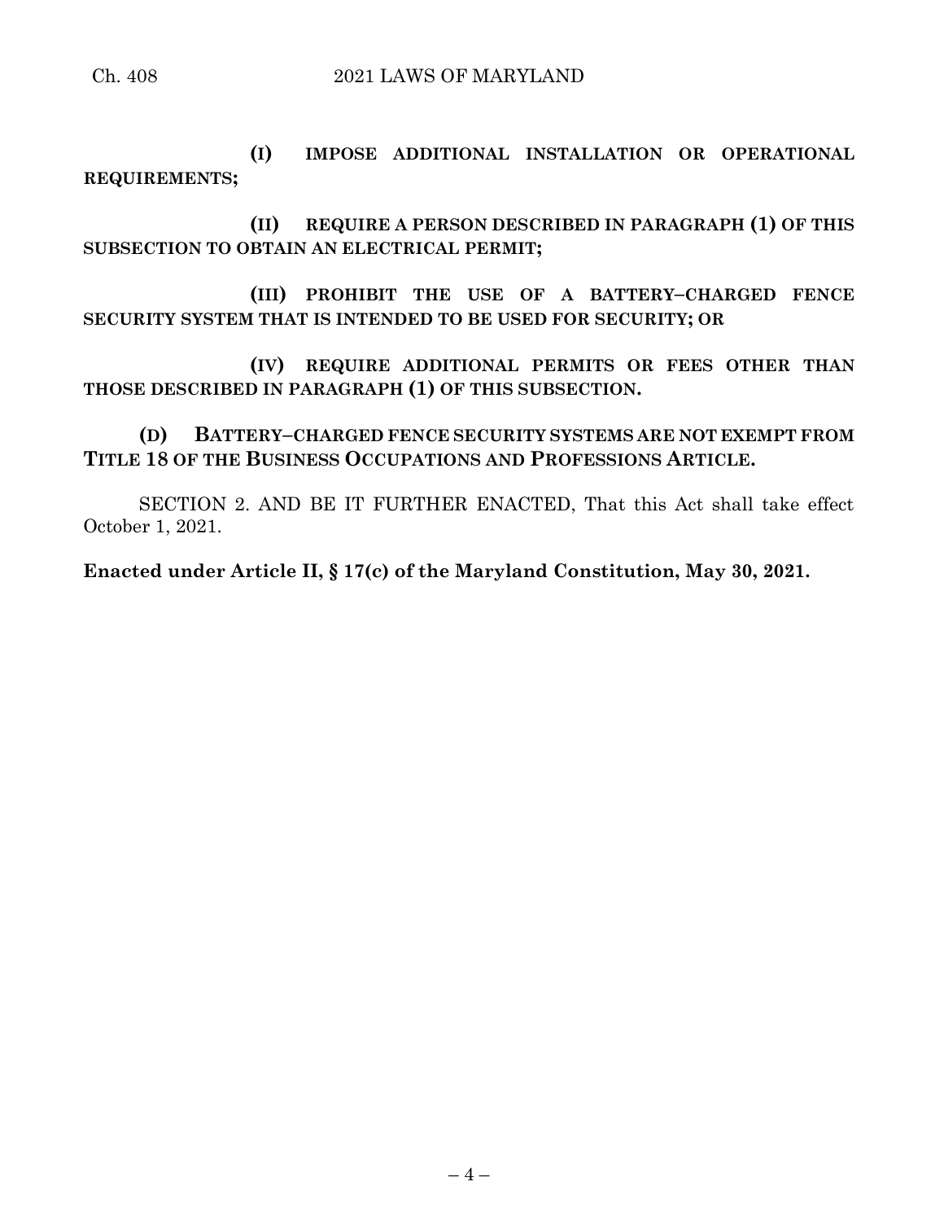**(I) IMPOSE ADDITIONAL INSTALLATION OR OPERATIONAL REQUIREMENTS;**

**(II) REQUIRE A PERSON DESCRIBED IN PARAGRAPH (1) OF THIS SUBSECTION TO OBTAIN AN ELECTRICAL PERMIT;**

**(III) PROHIBIT THE USE OF A BATTERY–CHARGED FENCE SECURITY SYSTEM THAT IS INTENDED TO BE USED FOR SECURITY; OR**

**(IV) REQUIRE ADDITIONAL PERMITS OR FEES OTHER THAN THOSE DESCRIBED IN PARAGRAPH (1) OF THIS SUBSECTION.**

**(D) BATTERY–CHARGED FENCE SECURITY SYSTEMS ARE NOT EXEMPT FROM TITLE 18 OF THE BUSINESS OCCUPATIONS AND PROFESSIONS ARTICLE.**

SECTION 2. AND BE IT FURTHER ENACTED, That this Act shall take effect October 1, 2021.

**Enacted under Article II, § 17(c) of the Maryland Constitution, May 30, 2021.**